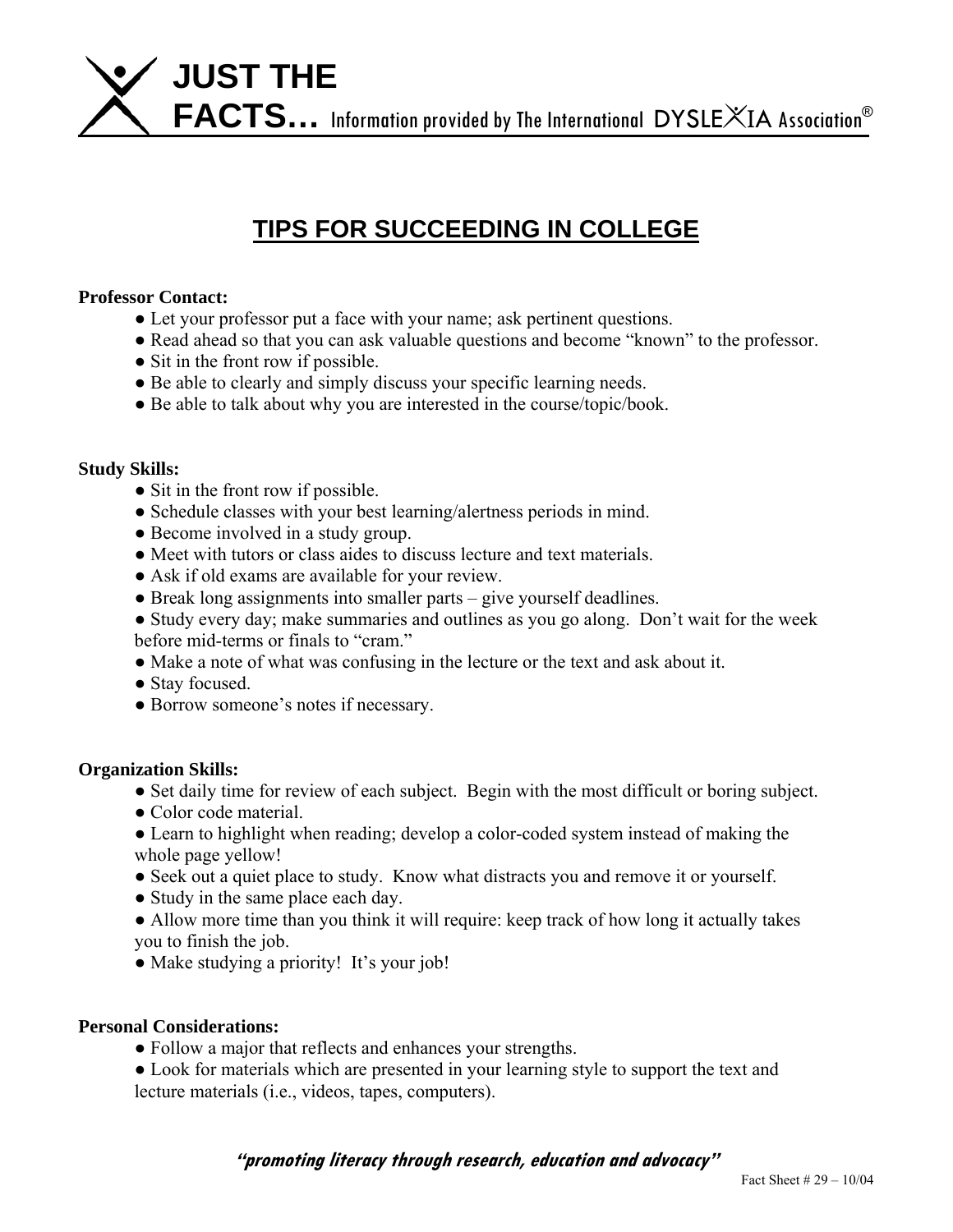# JUST THE FACTS... Information provided by The International DYSLEXIA Association®

## TIPS FOR SUCCEEDING IN COLLEGE

**Professor Contact:**

- Let your professor put a face with your name; ask pertinent questions.
- Read ahead so that you can ask valuable questions and become "known" to the professor.
- Sit in the front row if possible.
- Be able to clearly and simply discuss your specific learning needs.
- Be able to talk about why you are interested in the course/topic/book.

**Study Skills:**

- Sit in the front row if possible.
- Schedule classes with your best learning/alertness periods in mind.
- Become involved in a study group.
- Meet with tutors or class aides to discuss lecture and text materials.
- Ask if old exams are available for your review.
- Break long assignments into smaller parts – give yourself deadlines.
- Study every day; make summaries and outlines as you go along. Don't wait for the week before mid-terms or finals to "cram."
- Make a note of what was confusing in the lecture or the text and ask about it.
- Stay focused.
- Borrow someone's notes if necessary.

**Organization Skills:**

- Set daily time for review of each subject. Begin with the most difficult or boring subject.
- Color code material.
- Learn to highlight when reading; develop a color-coded system instead of making the whole page yellow!
- Seek out a quiet place to study. Know what distracts you and remove it or yourself.
- Study in the same place each day.
- Allow more time than you think it will require: keep track of how long it actually takes you to finish the job.
- Make studying a priority! It's your job!

**Personal Considerations:**

- Follow a major that reflects and enhances your strengths.
- Look for materials which are presented in your learning style to support the text and lecture materials (i.e., videos, tapes, computers).

*"promoting literacy through research, education and advocacy"*

Fact Sheet # 29 – 10/04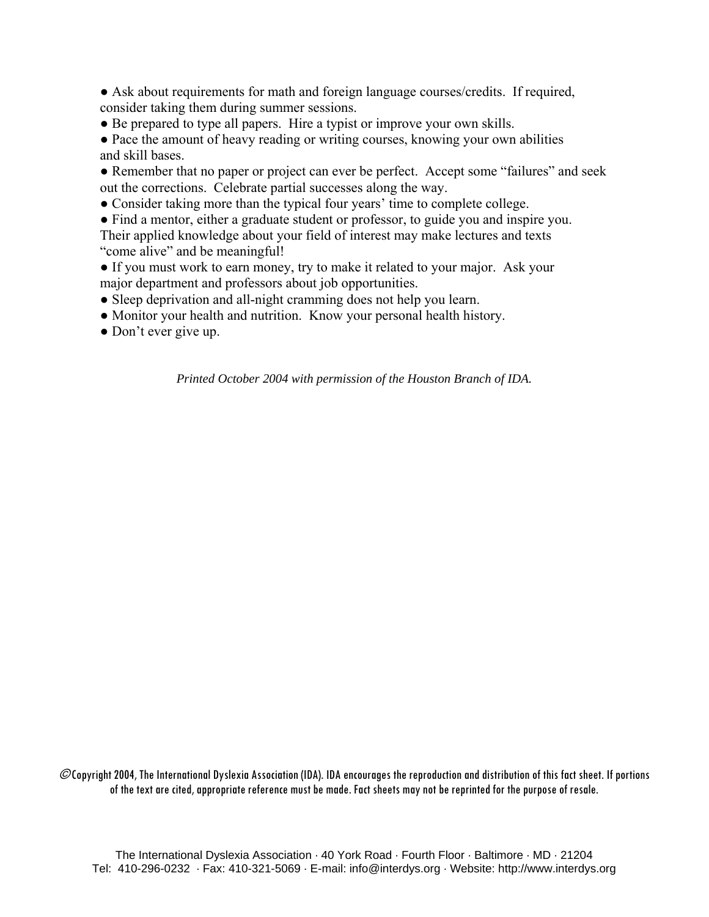- Ask about requirements for math and foreign language courses/credits. If required, consider taking them during summer sessions.
- Be prepared to type all papers. Hire a typist or improve your own skills.
- Pace the amount of heavy reading or writing courses, knowing your own abilities and skill bases.
- Remember that no paper or project can ever be perfect. Accept some "failures" and seek out the corrections. Celebrate partial successes along the way.
- Consider taking more than the typical four years' time to complete college.
- Find a mentor, either a graduate student or professor, to guide you and inspire you. Their applied knowledge about your field of interest may make lectures and texts "come alive" and be meaningful!
- If you must work to earn money, try to make it related to your major. Ask your major department and professors about job opportunities.
- Sleep deprivation and all-night cramming does not help you learn.
- Monitor your health and nutrition. Know your personal health history.
- Don't ever give up.

*Printed October 2004 with permission of the Houston Branch of IDA.*

©Copyright 2004, The International Dyslexia Association (IDA). IDA encourages the reproduction and distribution of this fact sheet. If portions of the text are cited, appropriate reference must be made. Fact sheets may not be reprinted for the purpose of resale.

The International Dyslexia Association · 40 York Road · Fourth Floor · Baltimore · MD · 21204
Tel: 410-296-0232 · Fax: 410-321-5069 · E-mail: info@interdys.org · Website: http://www.interdys.org